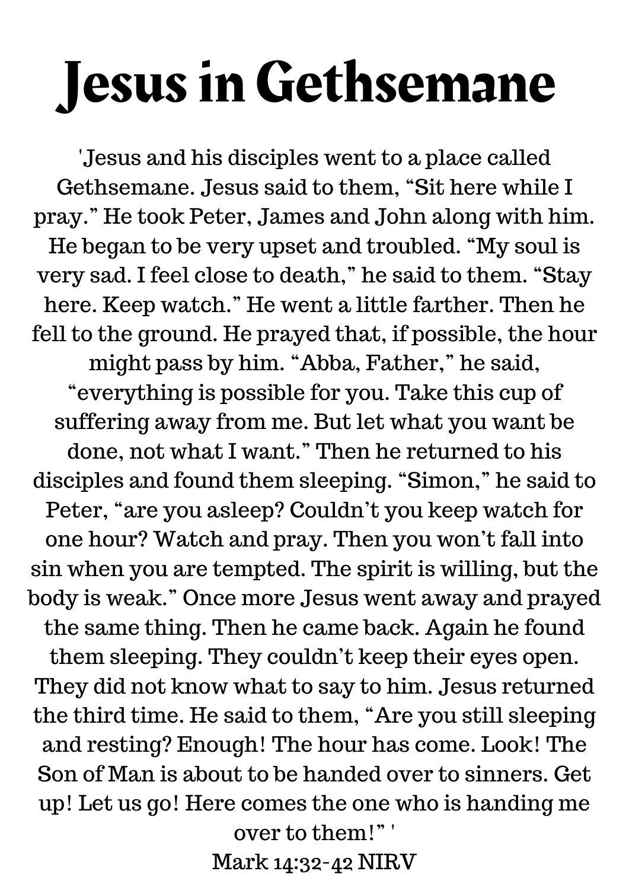# Jesus in Gethsemane

'Jesus and his disciples went to a place called Gethsemane. Jesus said to them, "Sit here while I pray." He took Peter, James and John along with him. He began to be very upset and troubled. "My soul is very sad. I feel close to death," he said to them. "Stay here. Keep watch." He went a little farther. Then he fell to the ground. He prayed that, if possible, the hour might pass by him. "Abba, Father," he said, "everything is possible for you. Take this cup of suffering away from me. But let what you want be done, not what I want." Then he returned to his disciples and found them sleeping. "Simon," he said to Peter, "are you asleep? Couldn't you keep watch for one hour? Watch and pray. Then you won't fall into sin when you are tempted. The spirit is willing, but the body is weak." Once more Jesus went away and prayed the same thing. Then he came back. Again he found them sleeping. They couldn't keep their eyes open. They did not know what to say to him. Jesus returned the third time. He said to them, "Are you still sleeping and resting? Enough! The hour has come. Look! The Son of Man is about to be handed over to sinners. Get up! Let us go! Here comes the one who is handing me over to them!" '

Mark 14:32-42 NIRV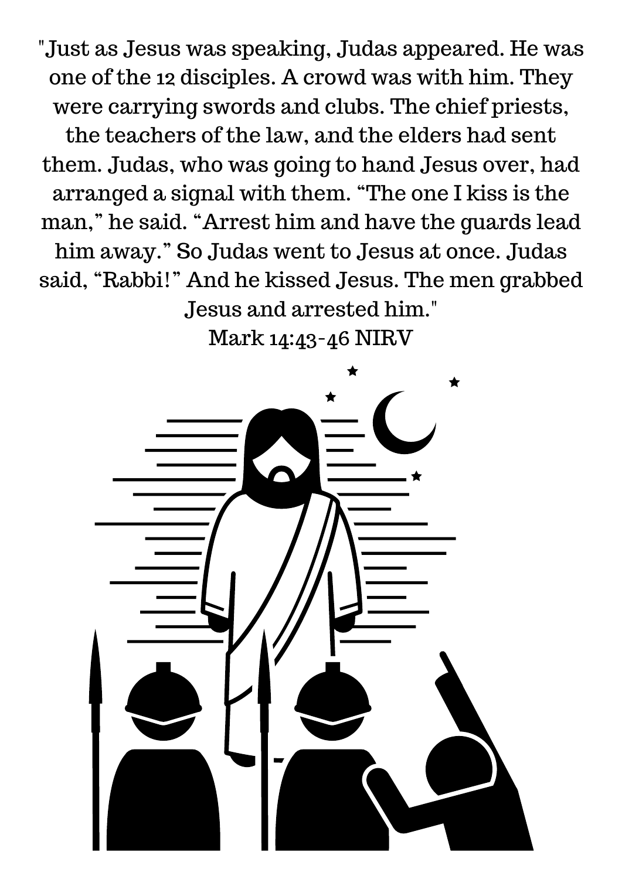"Just as Jesus was speaking, Judas appeared. He was one of the 12 disciples. A crowd was with him. They were carrying swords and clubs. The chief priests, the teachers of the law, and the elders had sent them. Judas, who was going to hand Jesus over, had arranged a signal with them. "The one I kiss is the man," he said. "Arrest him and have the guards lead him away." So Judas went to Jesus at once. Judas said, "Rabbi!" And he kissed Jesus. The men grabbed Jesus and arrested him."

Mark 14:43-46 NIRV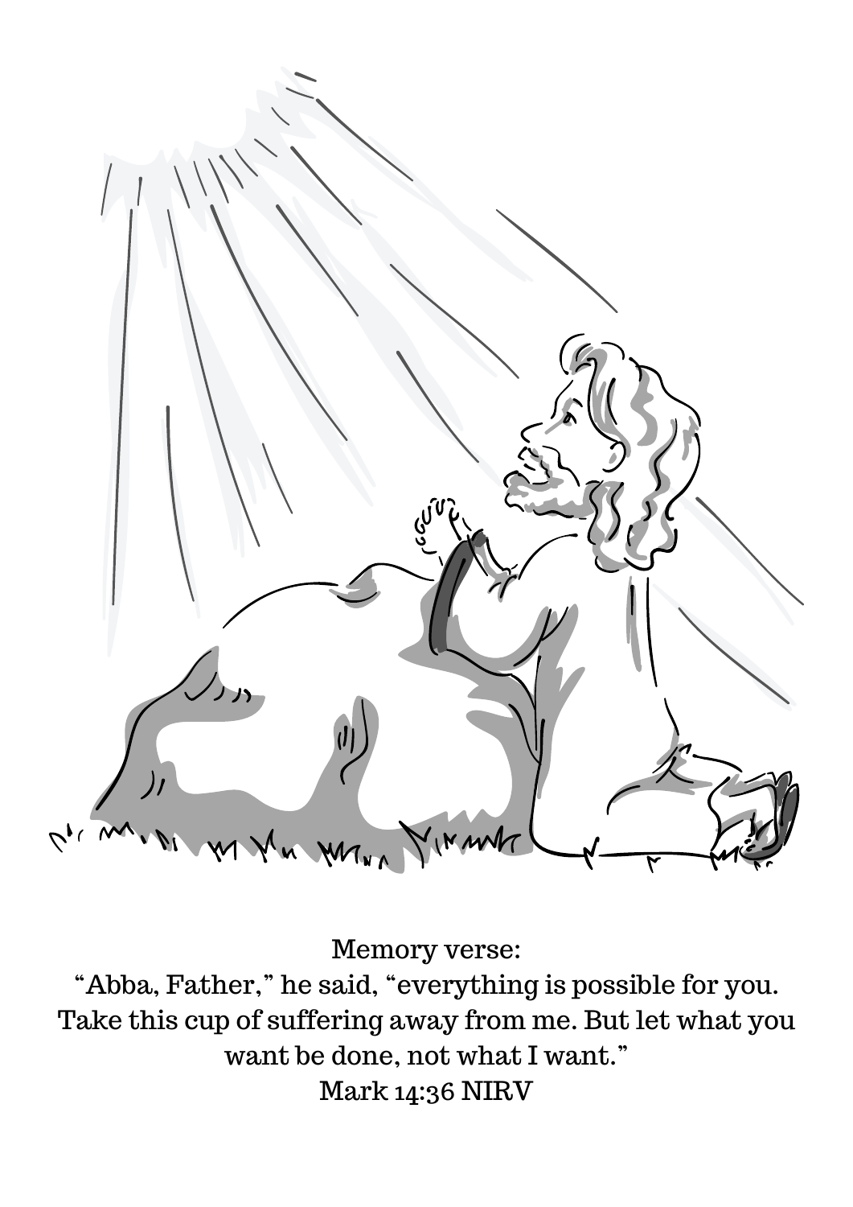Memory verse:

"Abba, Father," he said, "everything is possible for you. Take this cup of suffering away from me. But let what you want be done, not what I want."

Mark 14:36 NIRV